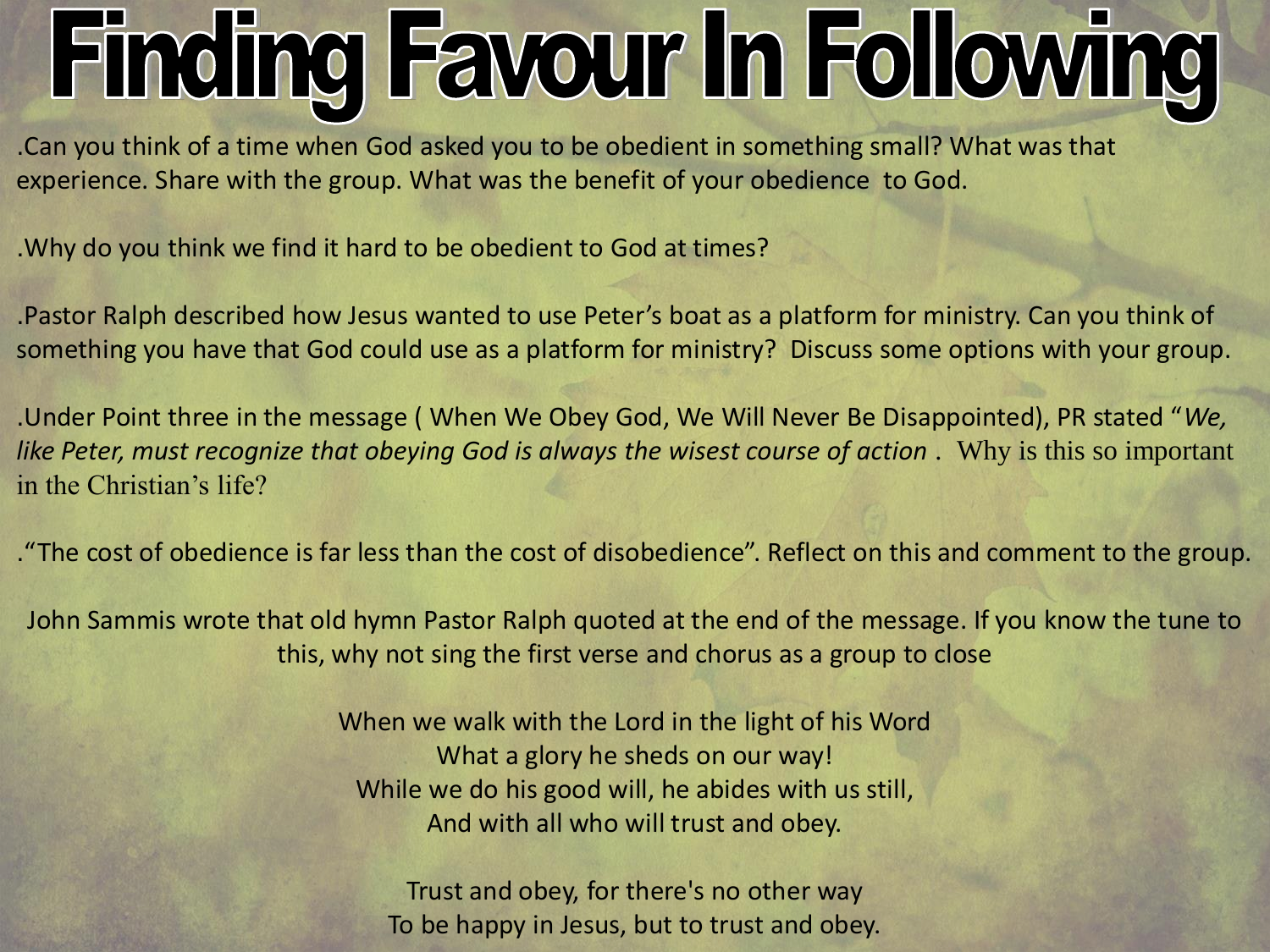# Finding Favour In Following

.Can you think of a time when God asked you to be obedient in something small? What was that experience. Share with the group. What was the benefit of your obedience to God.

.Why do you think we find it hard to be obedient to God at times?

.Pastor Ralph described how Jesus wanted to use Peter's boat as a platform for ministry. Can you think of something you have that God could use as a platform for ministry? Discuss some options with your group.

.Under Point three in the message ( When We Obey God, We Will Never Be Disappointed), PR stated "*We, like Peter, must recognize that obeying God is always the wisest course of action* . Why is this so important in the Christian's life?

."The cost of obedience is far less than the cost of disobedience". Reflect on this and comment to the group.

John Sammis wrote that old hymn Pastor Ralph quoted at the end of the message. If you know the tune to this, why not sing the first verse and chorus as a group to close

When we walk with the Lord in the light of his Word
What a glory he sheds on our way!
While we do his good will, he abides with us still,
And with all who will trust and obey.

Trust and obey, for there's no other way
To be happy in Jesus, but to trust and obey.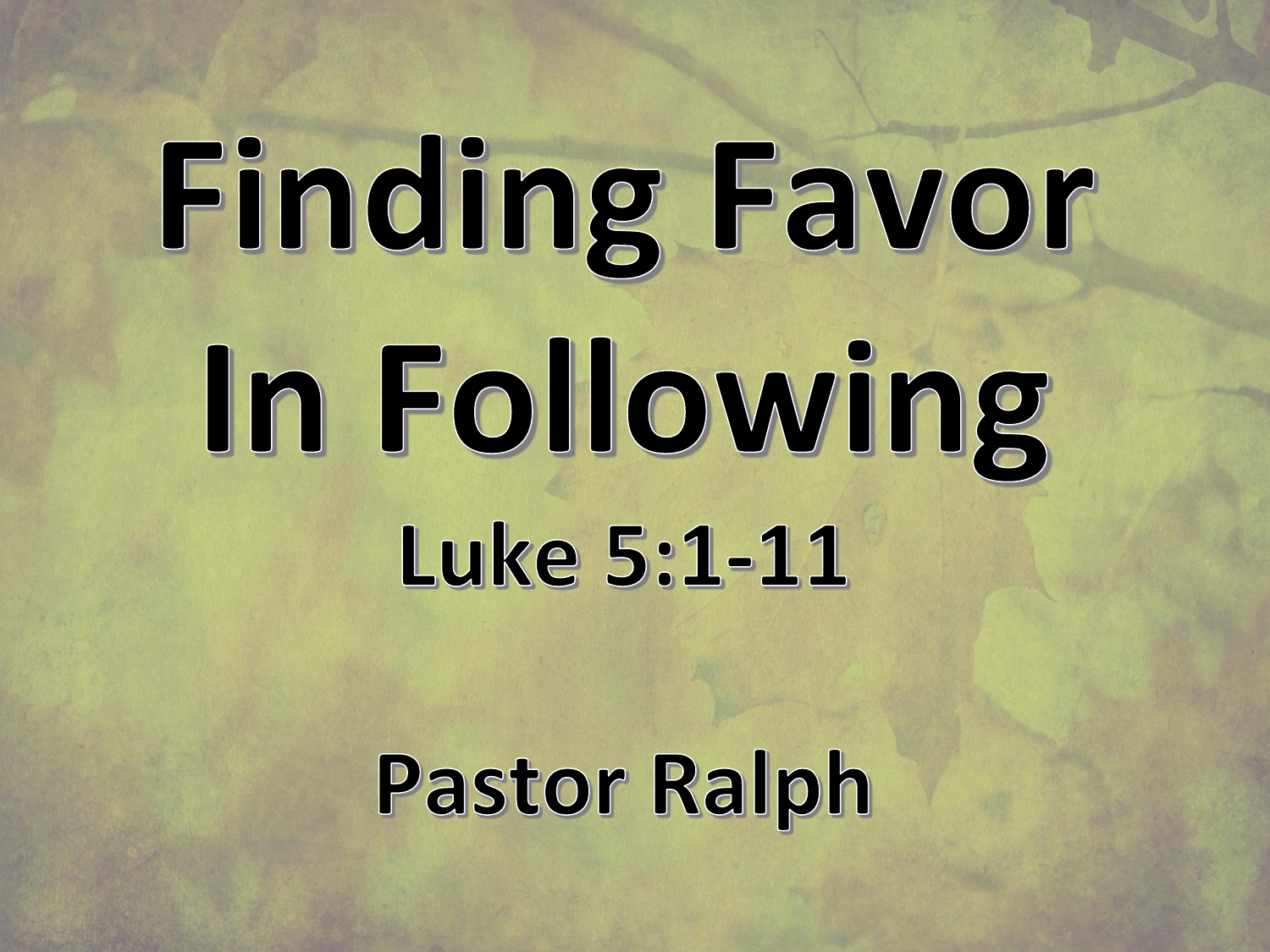# Finding Favor In Following

## Luke 5:1-11

## Pastor Ralph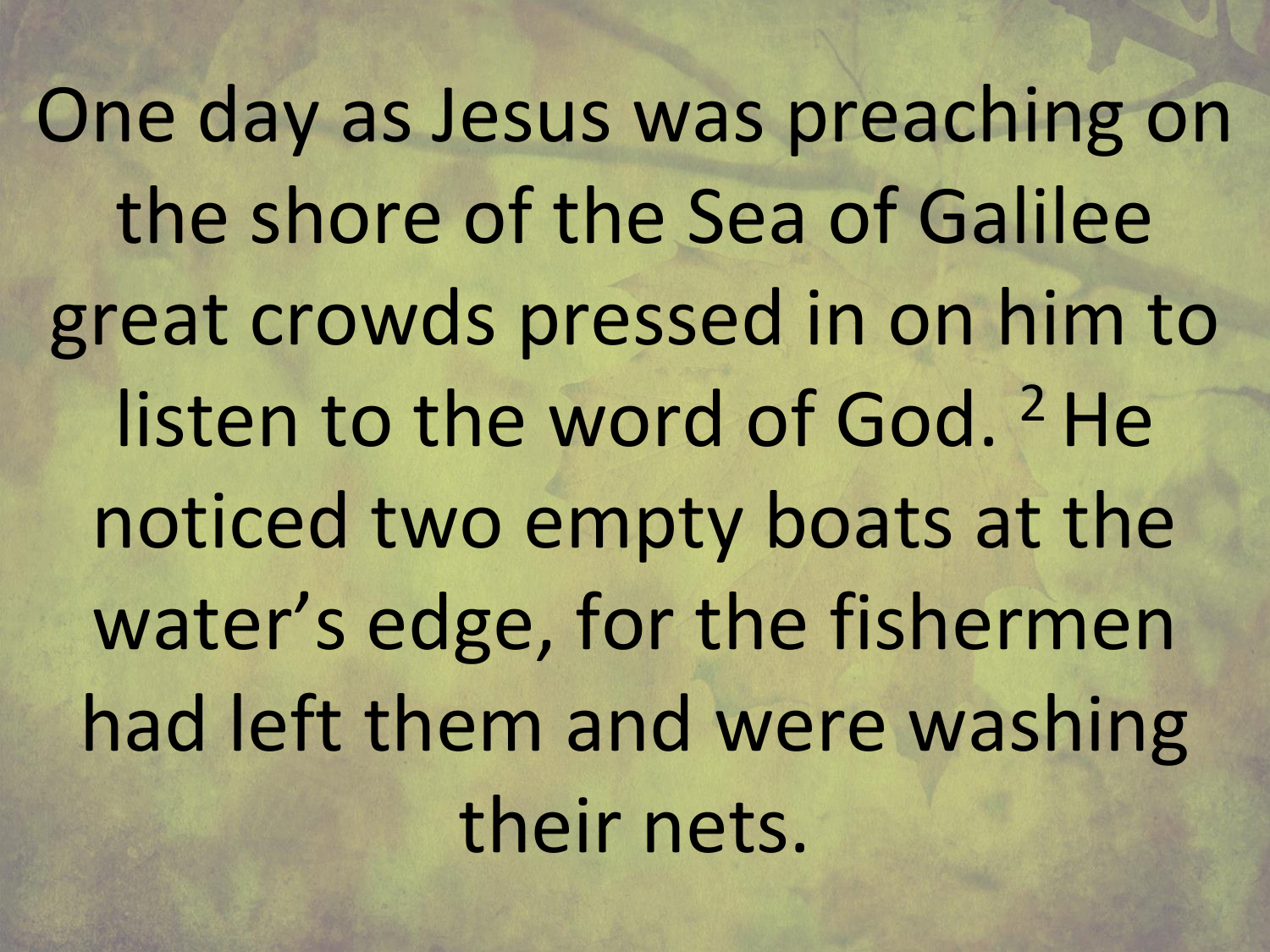One day as Jesus was preaching on the shore of the Sea of Galilee great crowds pressed in on him to listen to the word of God. [2] He noticed two empty boats at the water's edge, for the fishermen had left them and were washing their nets.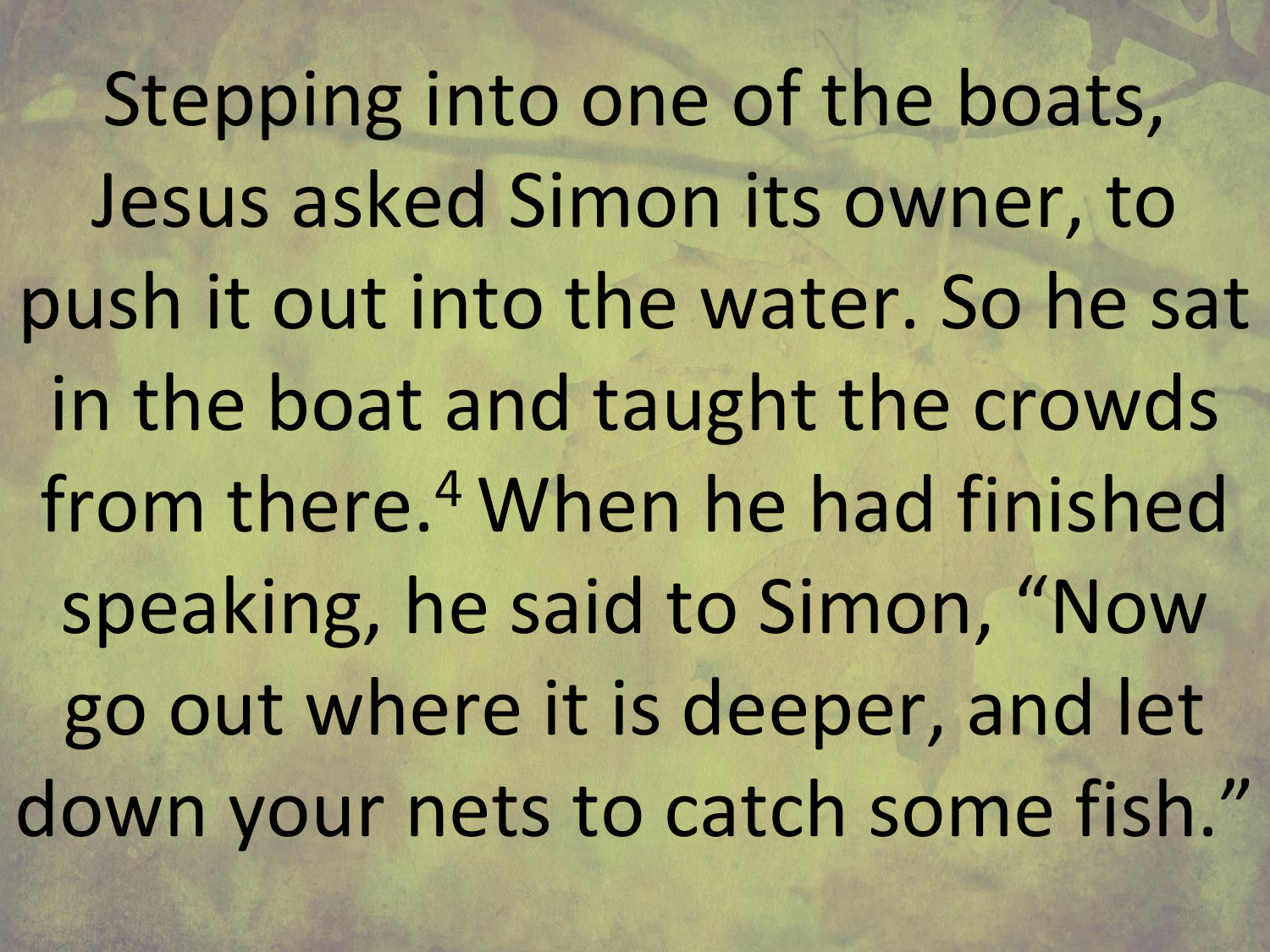Stepping into one of the boats, Jesus asked Simon its owner, to push it out into the water. So he sat in the boat and taught the crowds from there.[4] When he had finished speaking, he said to Simon, “Now go out where it is deeper, and let down your nets to catch some fish.”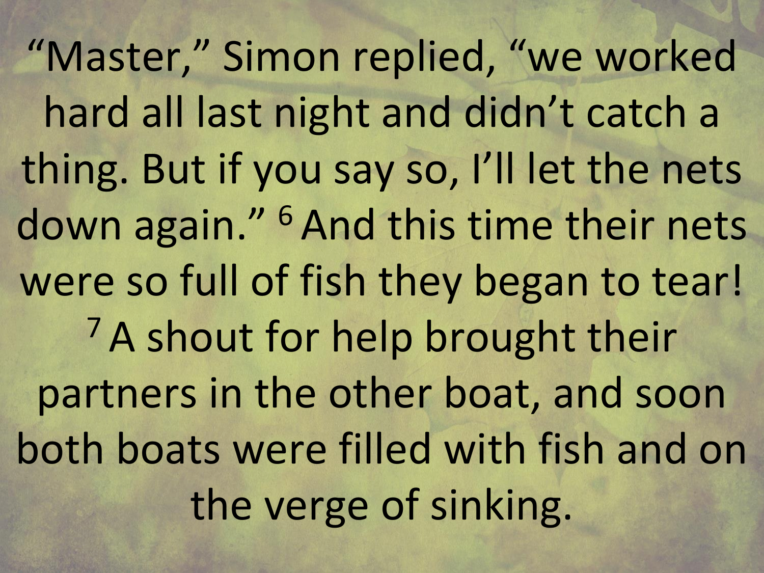"Master," Simon replied, "we worked hard all last night and didn't catch a thing. But if you say so, I'll let the nets down again." [6] And this time their nets were so full of fish they began to tear! [7] A shout for help brought their partners in the other boat, and soon both boats were filled with fish and on the verge of sinking.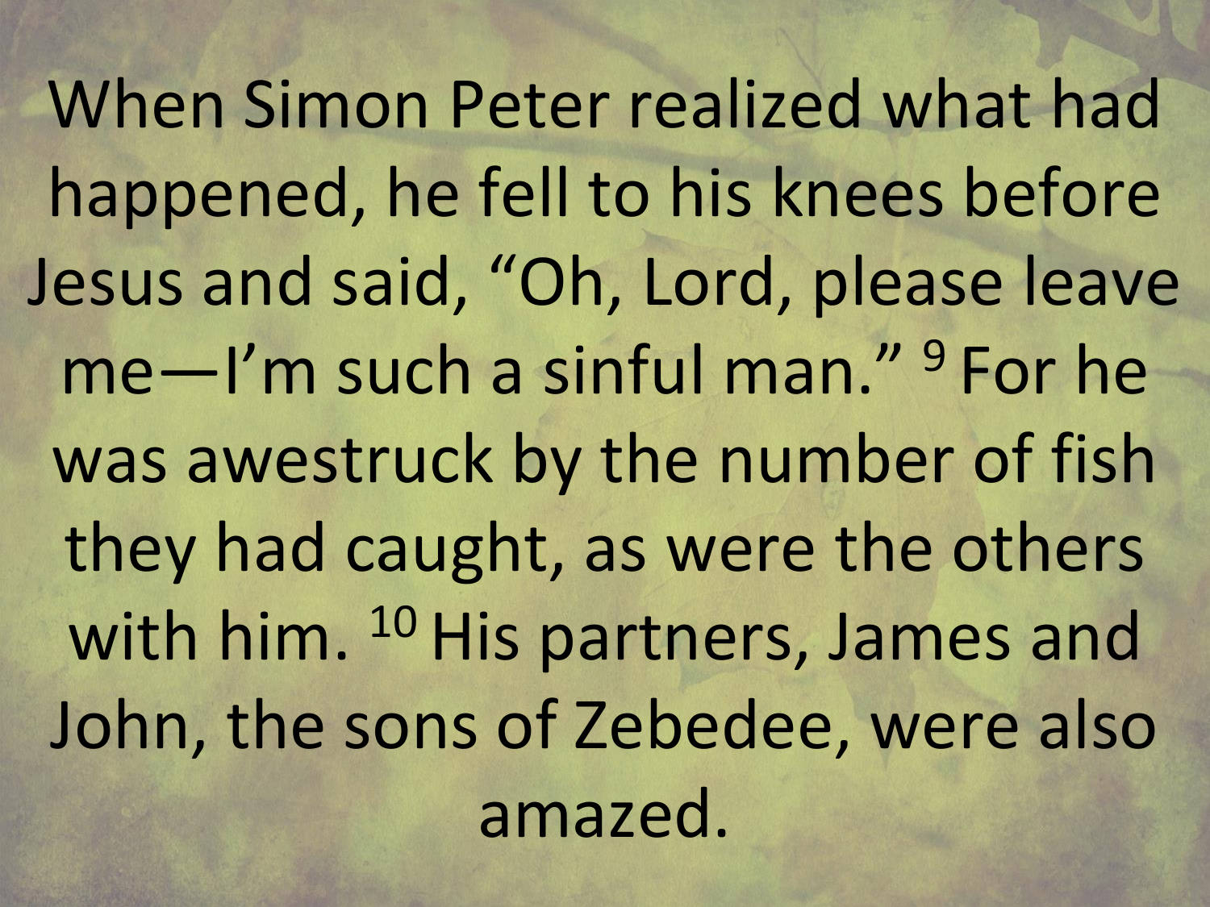When Simon Peter realized what had happened, he fell to his knees before Jesus and said, “Oh, Lord, please leave me—I’m such a sinful man.” [9] For he was awestruck by the number of fish they had caught, as were the others with him. [10] His partners, James and John, the sons of Zebedee, were also amazed.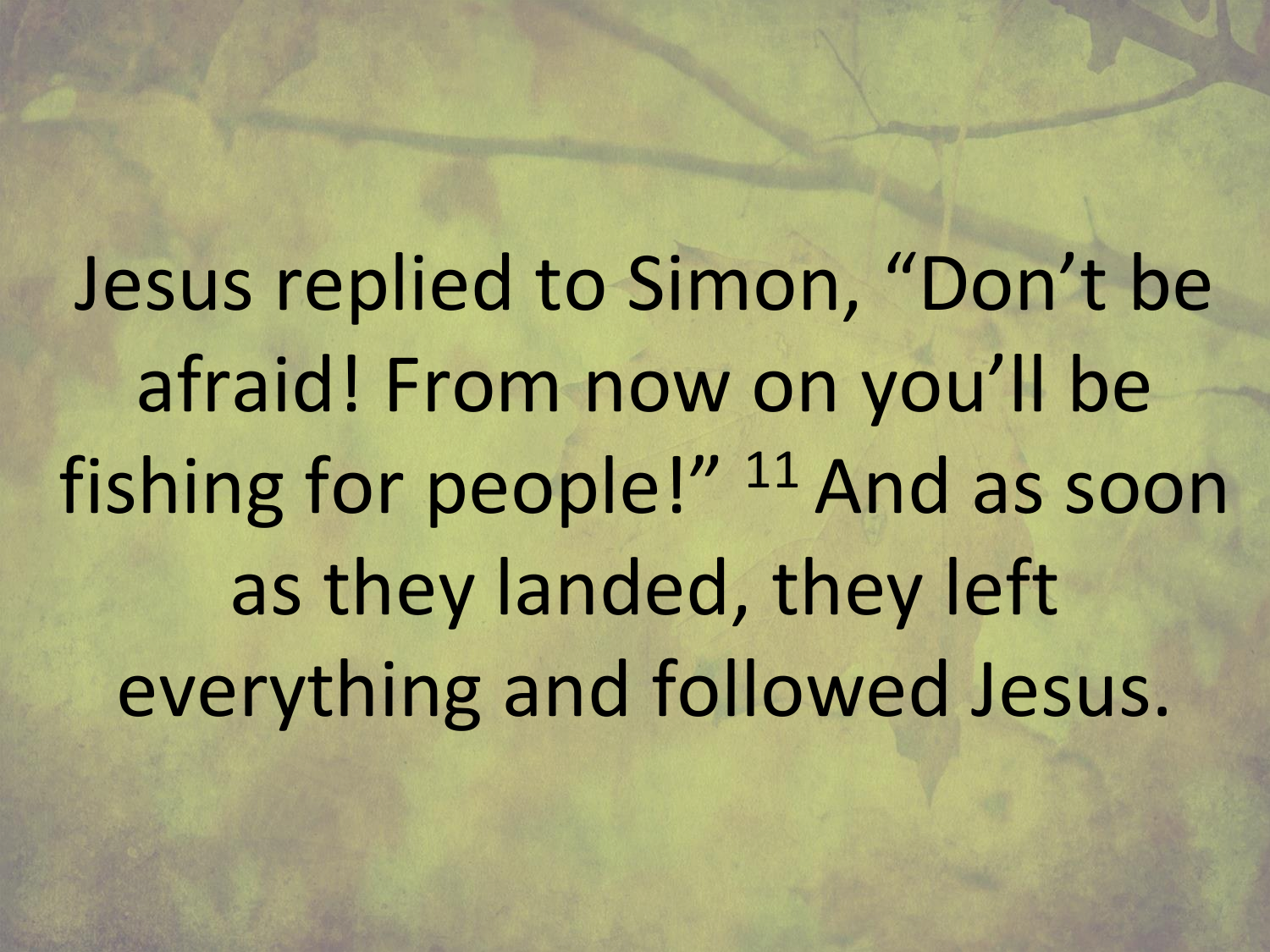Jesus replied to Simon, “Don’t be afraid! From now on you’ll be fishing for people!” [11] And as soon as they landed, they left everything and followed Jesus.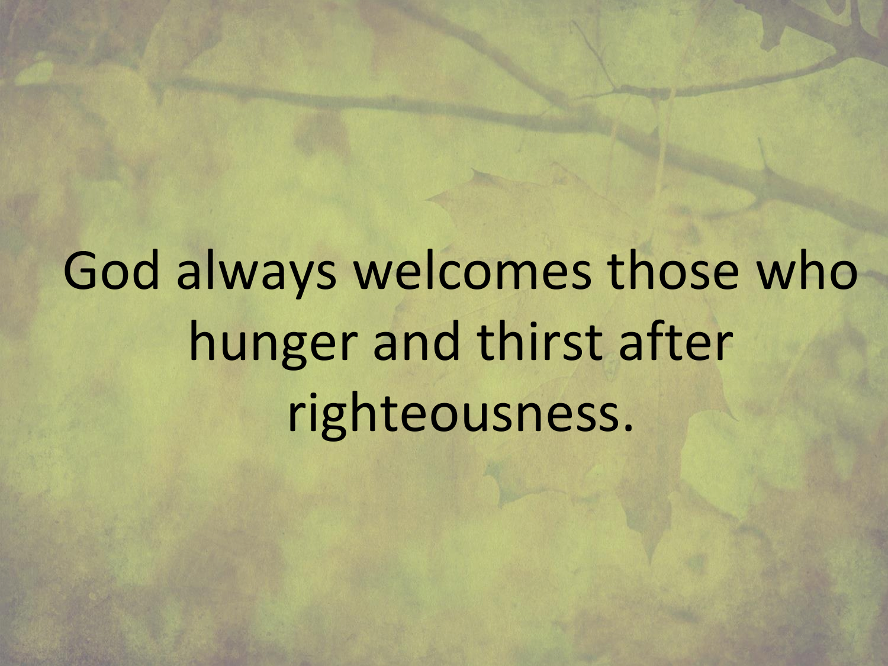God always welcomes those who hunger and thirst after righteousness.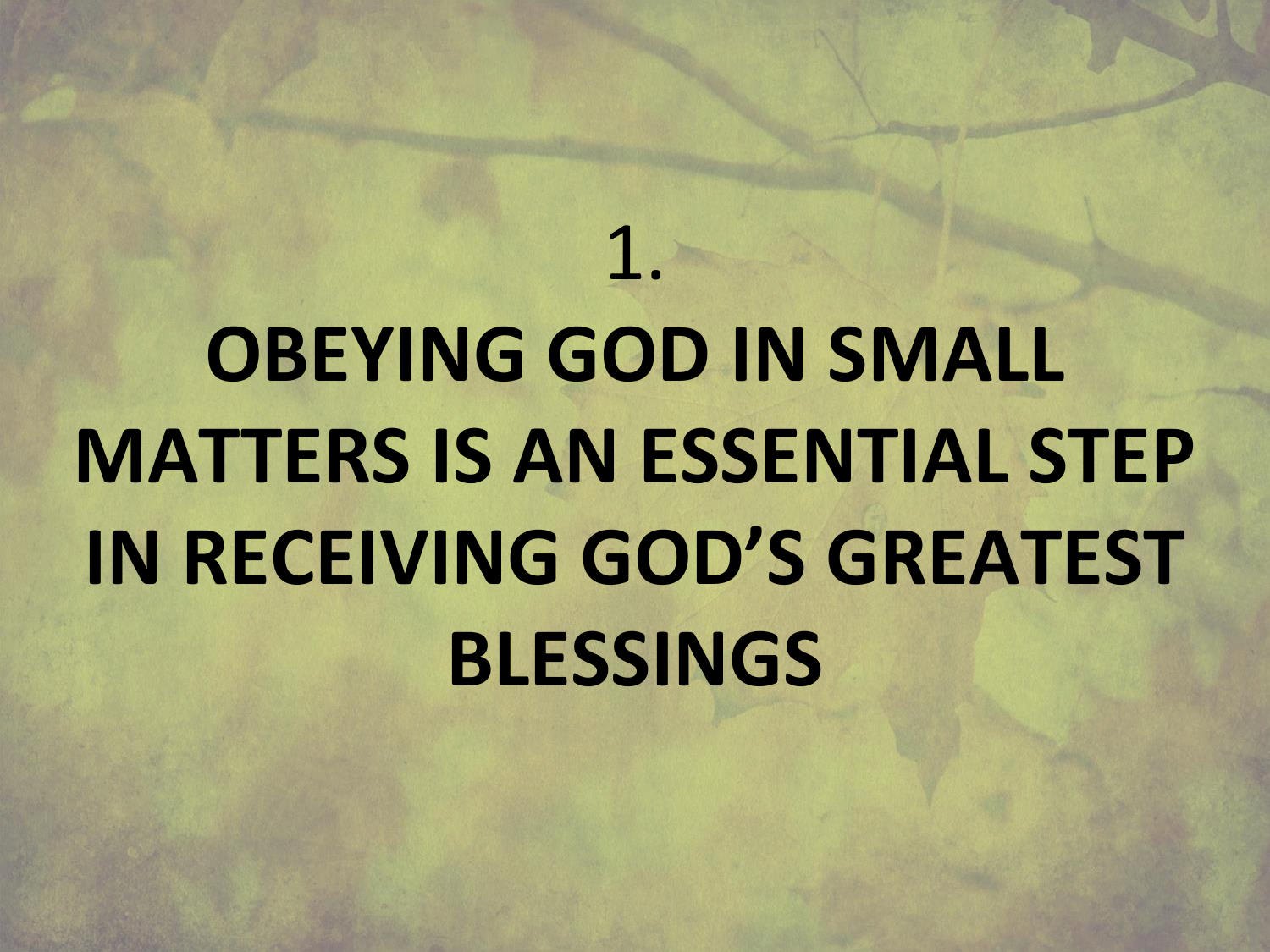1.

# OBEYING GOD IN SMALL MATTERS IS AN ESSENTIAL STEP IN RECEIVING GOD'S GREATEST BLESSINGS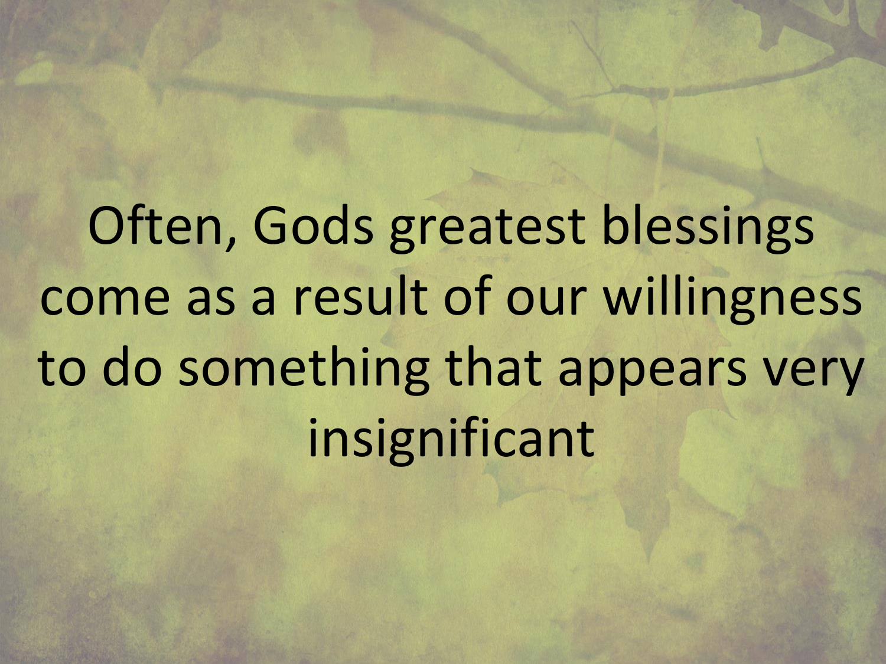Often, Gods greatest blessings come as a result of our willingness to do something that appears very insignificant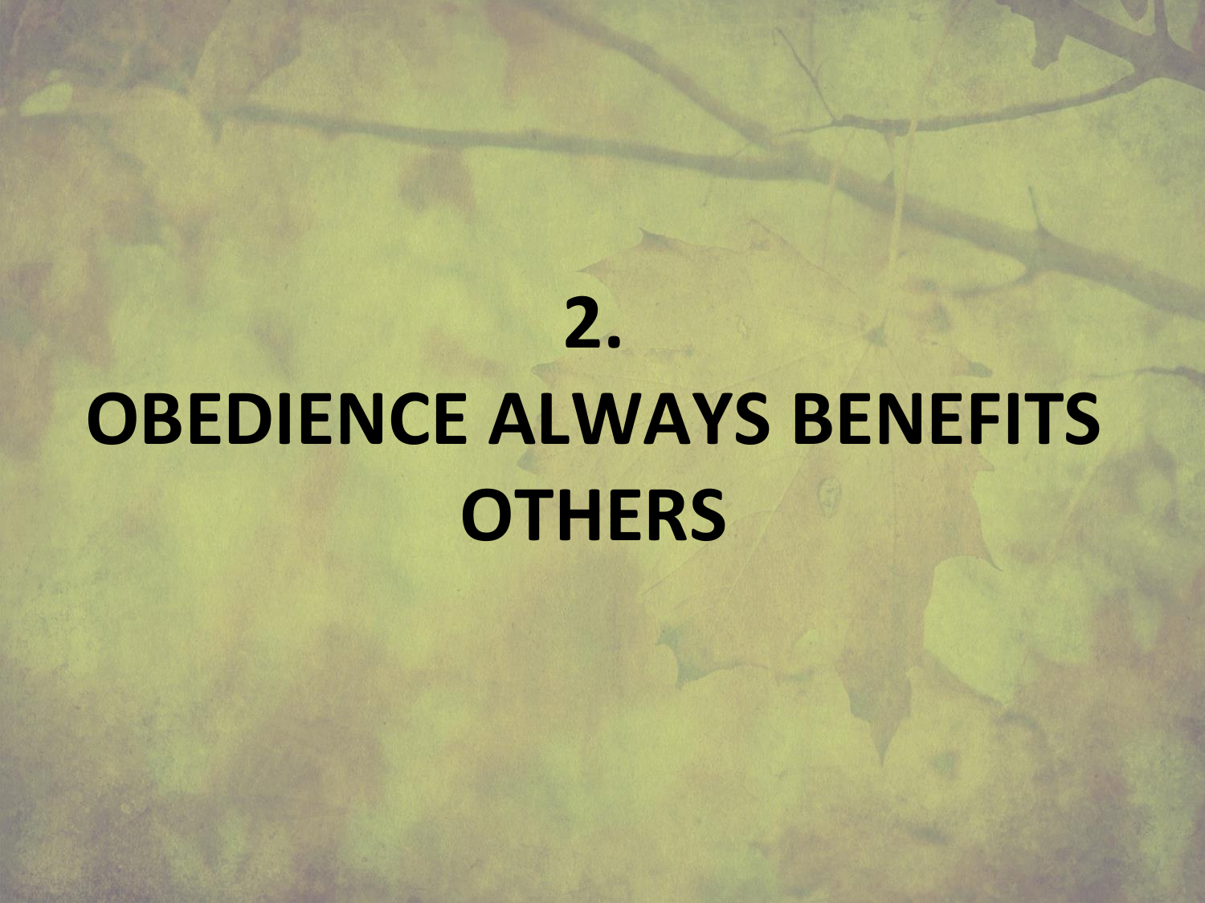# 2.
# OBEDIENCE ALWAYS BENEFITS OTHERS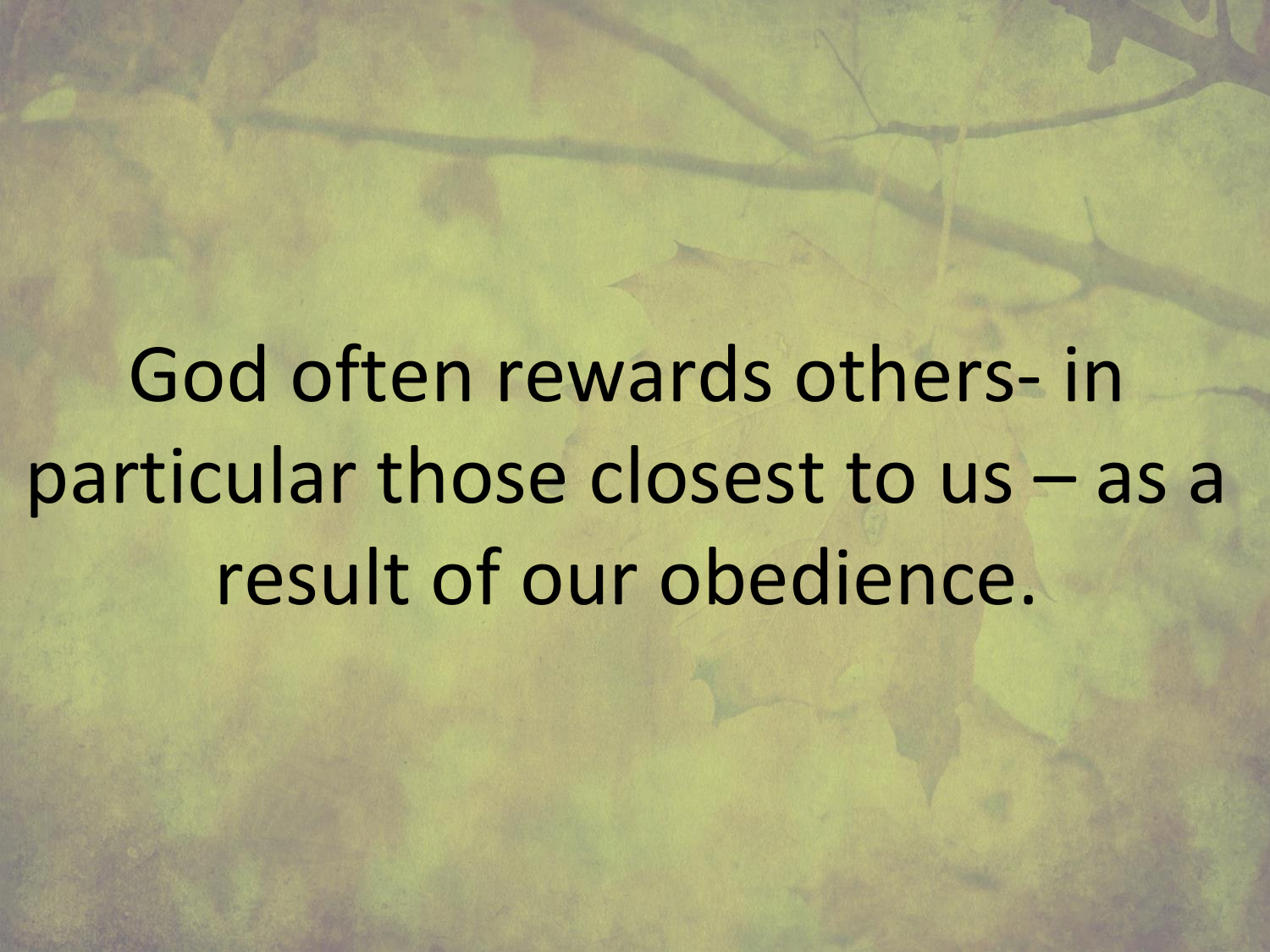God often rewards others- in particular those closest to us – as a result of our obedience.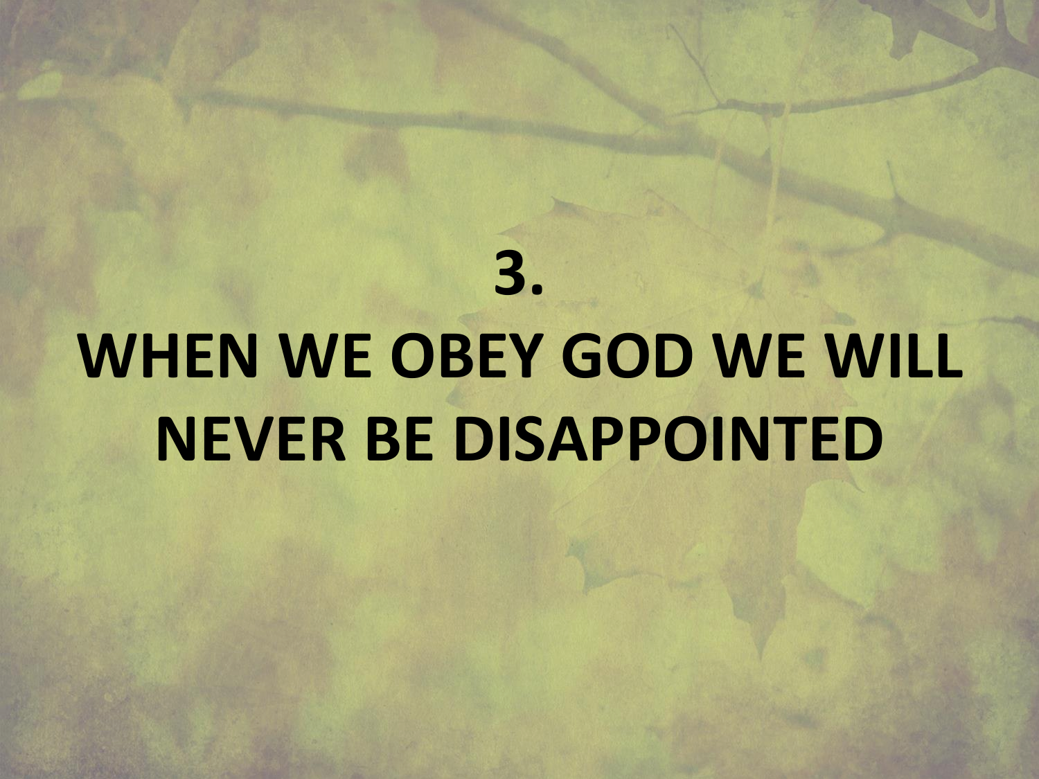# 3.
# WHEN WE OBEY GOD WE WILL NEVER BE DISAPPOINTED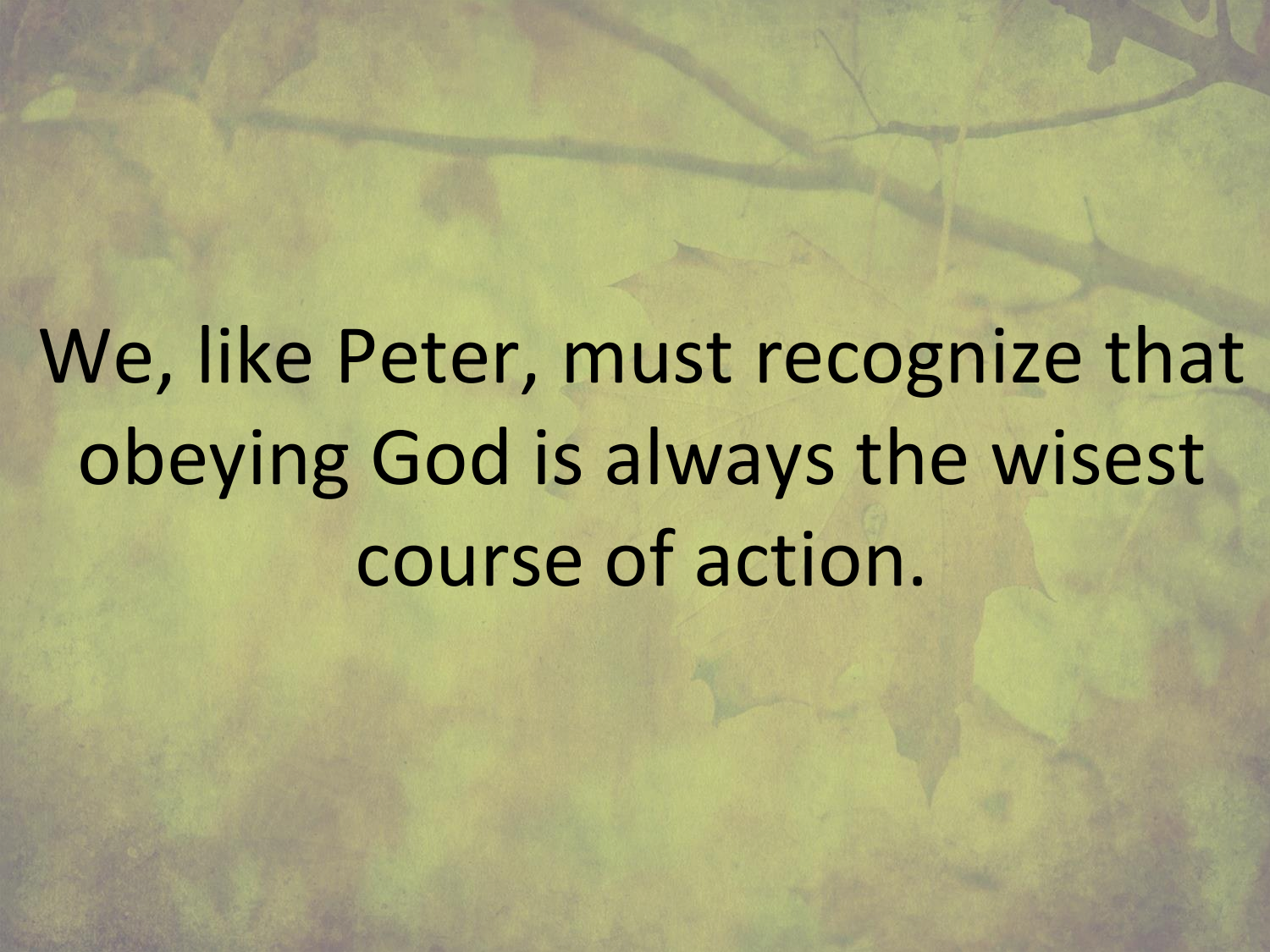We, like Peter, must recognize that obeying God is always the wisest course of action.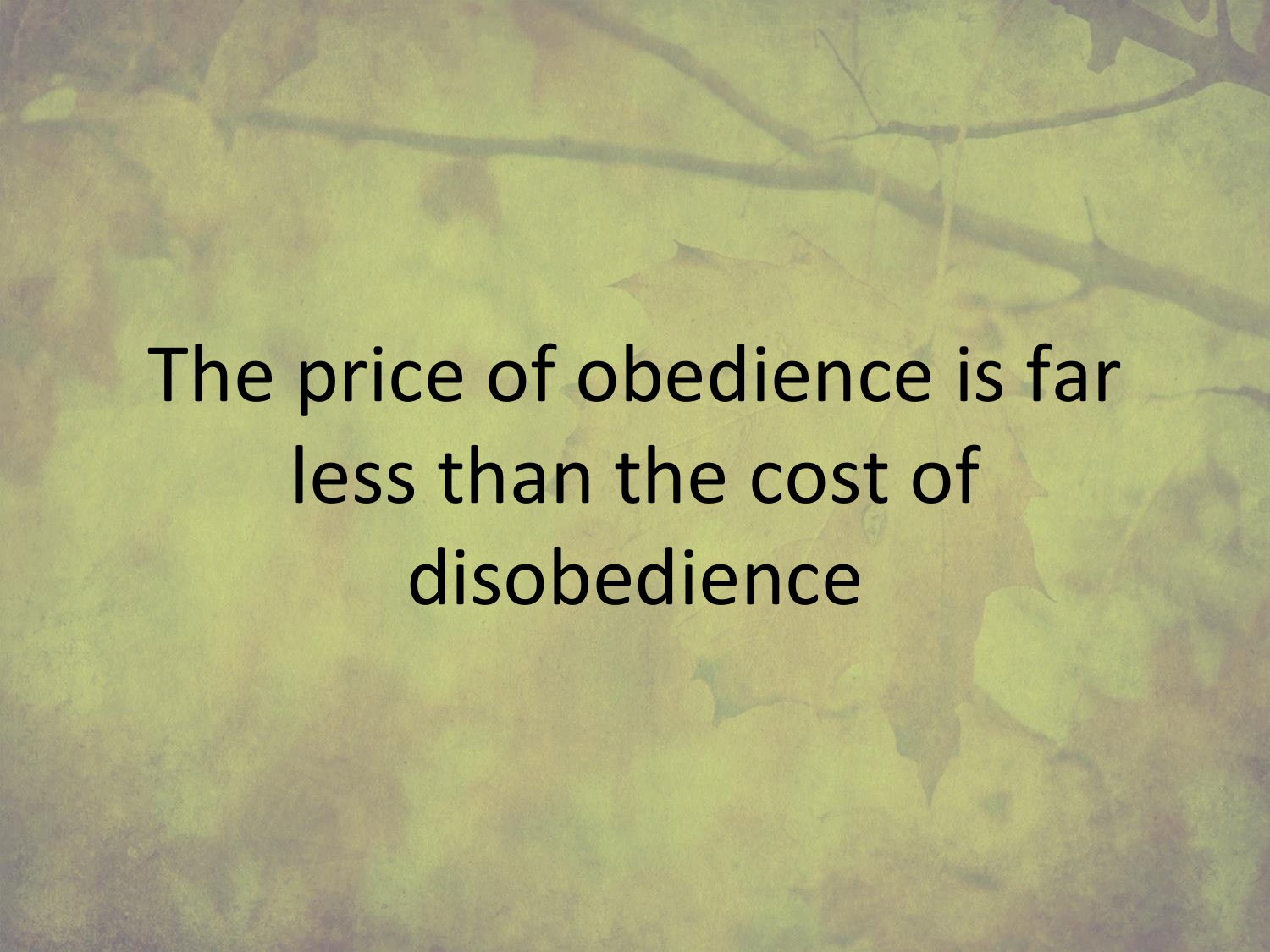The price of obedience is far less than the cost of disobedience